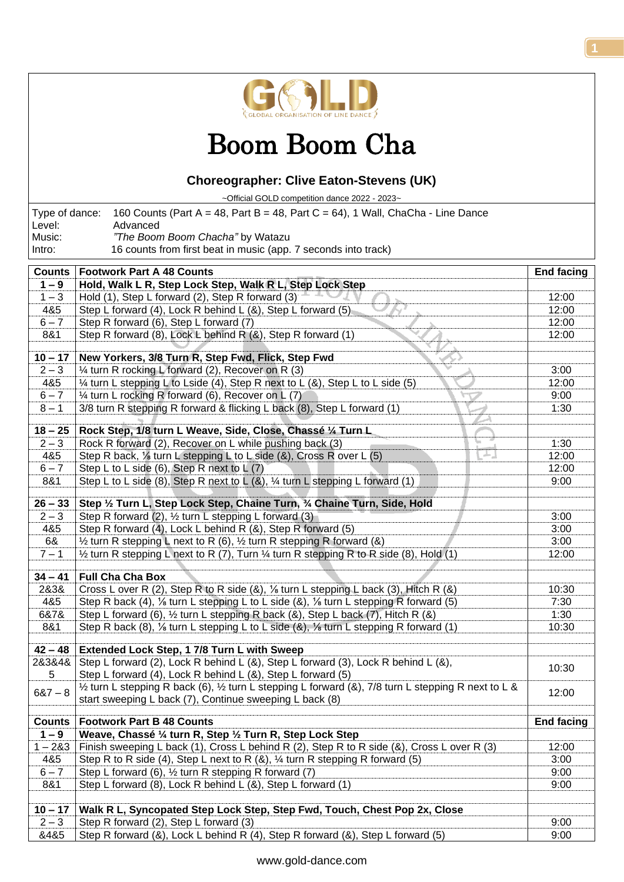GOLD — GLOBAL ORGANISATION OF LINE DANCE

# Boom Boom Cha

### Choreographer: Clive Eaton-Stevens (UK)

~Official GOLD competition dance 2022 - 2023~

| | |
|---|---|
| Type of dance: | 160 Counts (Part A = 48, Part B = 48, Part C = 64), 1 Wall, ChaCha - Line Dance |
| Level: | Advanced |
| Music: | *"The Boom Boom Chacha"* by Watazu |
| Intro: | 16 counts from first beat in music (app. 7 seconds into track) |

| Counts | Footwork Part A 48 Counts | End facing |
|---|---|---|
| **1 – 9** | **Hold, Walk L R, Step Lock Step, Walk R L, Step Lock Step** | |
| 1 – 3 | Hold (1), Step L forward (2), Step R forward (3) | 12:00 |
| 4&5 | Step L forward (4), Lock R behind L (&), Step L forward (5) | 12:00 |
| 6 – 7 | Step R forward (6), Step L forward (7) | 12:00 |
| 8&1 | Step R forward (8), Lock L behind R (&), Step R forward (1) | 12:00 |
| | | |
| **10 – 17** | **New Yorkers, 3/8 Turn R, Step Fwd, Flick, Step Fwd** | |
| 2 – 3 | ¼ turn R rocking L forward (2), Recover on R (3) | 3:00 |
| 4&5 | ¼ turn L stepping L to Lside (4), Step R next to L (&), Step L to L side (5) | 12:00 |
| 6 – 7 | ¼ turn L rocking R forward (6), Recover on L (7) | 9:00 |
| 8 – 1 | 3/8 turn R stepping R forward & flicking L back (8), Step L forward (1) | 1:30 |
| | | |
| **18 – 25** | **Rock Step, 1/8 turn L Weave, Side, Close, Chassé ¼ Turn L** | |
| 2 – 3 | Rock R forward (2), Recover on L while pushing back (3) | 1:30 |
| 4&5 | Step R back, ⅛ turn L stepping L to L side (&), Cross R over L (5) | 12:00 |
| 6 – 7 | Step L to L side (6), Step R next to L (7) | 12:00 |
| 8&1 | Step L to L side (8), Step R next to L (&), ¼ turn L stepping L forward (1) | 9:00 |
| | | |
| **26 – 33** | **Step ½ Turn L, Step Lock Step, Chaine Turn, ¾ Chaine Turn, Side, Hold** | |
| 2 – 3 | Step R forward (2), ½ turn L stepping L forward (3) | 3:00 |
| 4&5 | Step R forward (4), Lock L behind R (&), Step R forward (5) | 3:00 |
| 6& | ½ turn R stepping L next to R (6), ½ turn R stepping R forward (&) | 3:00 |
| 7 – 1 | ½ turn R stepping L next to R (7), Turn ¼ turn R stepping R to R side (8), Hold (1) | 12:00 |
| | | |
| **34 – 41** | **Full Cha Cha Box** | |
| 2&3& | Cross L over R (2), Step R to R side (&), ⅛ turn L stepping L back (3), Hitch R (&) | 10:30 |
| 4&5 | Step R back (4), ⅛ turn L stepping L to L side (&), ⅛ turn L stepping R forward (5) | 7:30 |
| 6&7& | Step L forward (6), ½ turn L stepping R back (&), Step L back (7), Hitch R (&) | 1:30 |
| 8&1 | Step R back (8), ⅛ turn L stepping L to L side (&), ⅛ turn L stepping R forward (1) | 10:30 |
| | | |
| **42 – 48** | **Extended Lock Step, 1 7/8 Turn L with Sweep** | |
| 2&3&4&5 | Step L forward (2), Lock R behind L (&), Step L forward (3), Lock R behind L (&), Step L forward (4), Lock R behind L (&), Step L forward (5) | 10:30 |
| 6&7 – 8 | ½ turn L stepping R back (6), ½ turn L stepping L forward (&), 7/8 turn L stepping R next to L & start sweeping L back (7), Continue sweeping L back (8) | 12:00 |

| Counts | Footwork Part B 48 Counts | End facing |
|---|---|---|
| **1 – 9** | **Weave, Chassé ¼ turn R, Step ½ Turn R, Step Lock Step** | |
| 1 – 2&3 | Finish sweeping L back (1), Cross L behind R (2), Step R to R side (&), Cross L over R (3) | 12:00 |
| 4&5 | Step R to R side (4), Step L next to R (&), ¼ turn R stepping R forward (5) | 3:00 |
| 6 – 7 | Step L forward (6), ½ turn R stepping R forward (7) | 9:00 |
| 8&1 | Step L forward (8), Lock R behind L (&), Step L forward (1) | 9:00 |
| | | |
| **10 – 17** | **Walk R L, Syncopated Step Lock Step, Step Fwd, Touch, Chest Pop 2x, Close** | |
| 2 – 3 | Step R forward (2), Step L forward (3) | 9:00 |
| &4&5 | Step R forward (&), Lock L behind R (4), Step R forward (&), Step L forward (5) | 9:00 |

www.gold-dance.com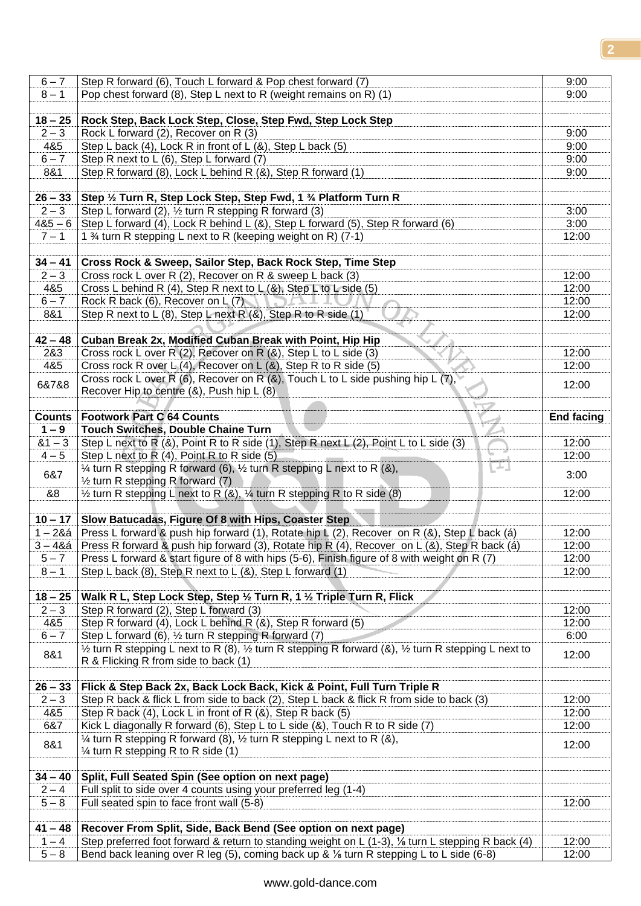| | | |
|---|---|---|
| 6 – 7 | Step R forward (6), Touch L forward & Pop chest forward (7) | 9:00 |
| 8 – 1 | Pop chest forward (8), Step L next to R (weight remains on R) (1) | 9:00 |
| | | |
| **18 – 25** | **Rock Step, Back Lock Step, Close, Step Fwd, Step Lock Step** | |
| 2 – 3 | Rock L forward (2), Recover on R (3) | 9:00 |
| 4&5 | Step L back (4), Lock R in front of L (&), Step L back (5) | 9:00 |
| 6 – 7 | Step R next to L (6), Step L forward (7) | 9:00 |
| 8&1 | Step R forward (8), Lock L behind R (&), Step R forward (1) | 9:00 |
| | | |
| **26 – 33** | **Step ½ Turn R, Step Lock Step, Step Fwd, 1 ¾ Platform Turn R** | |
| 2 – 3 | Step L forward (2), ½ turn R stepping R forward (3) | 3:00 |
| 4&5 – 6 | Step L forward (4), Lock R behind L (&), Step L forward (5), Step R forward (6) | 3:00 |
| 7 – 1 | 1 ¾ turn R stepping L next to R (keeping weight on R) (7-1) | 12:00 |
| | | |
| **34 – 41** | **Cross Rock & Sweep, Sailor Step, Back Rock Step, Time Step** | |
| 2 – 3 | Cross rock L over R (2), Recover on R & sweep L back (3) | 12:00 |
| 4&5 | Cross L behind R (4), Step R next to L (&), Step L to L side (5) | 12:00 |
| 6 – 7 | Rock R back (6), Recover on L (7) | 12:00 |
| 8&1 | Step R next to L (8), Step L next R (&), Step R to R side (1) | 12:00 |
| | | |
| **42 – 48** | **Cuban Break 2x, Modified Cuban Break with Point, Hip Hip** | |
| 2&3 | Cross rock L over R (2), Recover on R (&), Step L to L side (3) | 12:00 |
| 4&5 | Cross rock R over L (4), Recover on L (&), Step R to R side (5) | 12:00 |
| 6&7&8 | Cross rock L over R (6), Recover on R (&), Touch L to L side pushing hip L (7), Recover Hip to centre (&), Push hip L (8) | 12:00 |
| | | |
| **Counts** | **Footwork Part C 64 Counts** | **End facing** |
| **1 – 9** | **Touch Switches, Double Chaine Turn** | |
| &1 – 3 | Step L next to R (&), Point R to R side (1), Step R next L (2), Point L to L side (3) | 12:00 |
| 4 – 5 | Step L next to R (4), Point R to R side (5) | 12:00 |
| 6&7 | ¼ turn R stepping R forward (6), ½ turn R stepping L next to R (&), ½ turn R stepping R forward (7) | 3:00 |
| &8 | ½ turn R stepping L next to R (&), ¼ turn R stepping R to R side (8) | 12:00 |
| | | |
| **10 – 17** | **Slow Batucadas, Figure Of 8 with Hips, Coaster Step** | |
| 1 – 2&á | Press L forward & push hip forward (1), Rotate hip L (2), Recover on R (&), Step L back (á) | 12:00 |
| 3 – 4&á | Press R forward & push hip forward (3), Rotate hip R (4), Recover on L (&), Step R back (á) | 12:00 |
| 5 – 7 | Press L forward & start figure of 8 with hips (5-6), Finish figure of 8 with weight on R (7) | 12:00 |
| 8 – 1 | Step L back (8), Step R next to L (&), Step L forward (1) | 12:00 |
| | | |
| **18 – 25** | **Walk R L, Step Lock Step, Step ½ Turn R, 1 ½ Triple Turn R, Flick** | |
| 2 – 3 | Step R forward (2), Step L forward (3) | 12:00 |
| 4&5 | Step R forward (4), Lock L behind R (&), Step R forward (5) | 12:00 |
| 6 – 7 | Step L forward (6), ½ turn R stepping R forward (7) | 6:00 |
| 8&1 | ½ turn R stepping L next to R (8), ½ turn R stepping R forward (&), ½ turn R stepping L next to R & Flicking R from side to back (1) | 12:00 |
| | | |
| **26 – 33** | **Flick & Step Back 2x, Back Lock Back, Kick & Point, Full Turn Triple R** | |
| 2 – 3 | Step R back & flick L from side to back (2), Step L back & flick R from side to back (3) | 12:00 |
| 4&5 | Step R back (4), Lock L in front of R (&), Step R back (5) | 12:00 |
| 6&7 | Kick L diagonally R forward (6), Step L to L side (&), Touch R to R side (7) | 12:00 |
| 8&1 | ¼ turn R stepping R forward (8), ½ turn R stepping L next to R (&), ¼ turn R stepping R to R side (1) | 12:00 |
| | | |
| **34 – 40** | **Split, Full Seated Spin (See option on next page)** | |
| 2 – 4 | Full split to side over 4 counts using your preferred leg (1-4) | |
| 5 – 8 | Full seated spin to face front wall (5-8) | 12:00 |
| | | |
| **41 – 48** | **Recover From Split, Side, Back Bend (See option on next page)** | |
| 1 – 4 | Step preferred foot forward & return to standing weight on L (1-3), ⅛ turn L stepping R back (4) | 12:00 |
| 5 – 8 | Bend back leaning over R leg (5), coming back up & ⅛ turn R stepping L to L side (6-8) | 12:00 |

www.gold-dance.com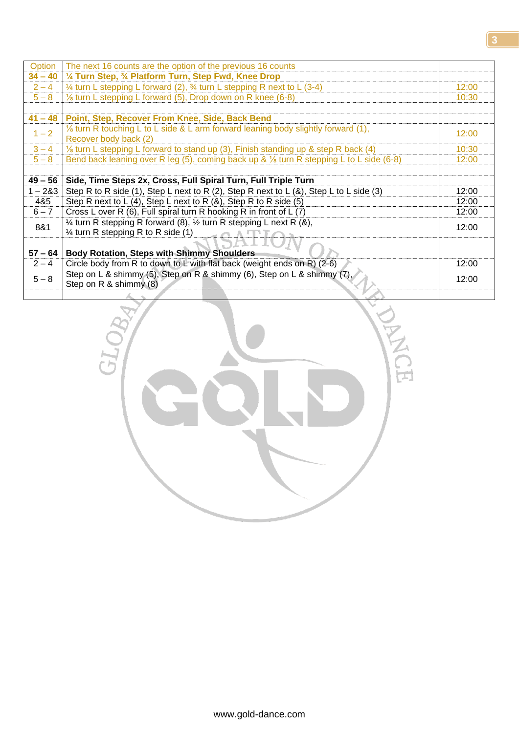| | | |
|---|---|---|
| Option | The next 16 counts are the option of the previous 16 counts | |
| **34 – 40** | **¼ Turn Step, ¾ Platform Turn, Step Fwd, Knee Drop** | |
| 2 – 4 | ¼ turn L stepping L forward (2), ¾ turn L stepping R next to L (3-4) | 12:00 |
| 5 – 8 | ⅛ turn L stepping L forward (5), Drop down on R knee (6-8) | 10:30 |
| | | |
| **41 – 48** | **Point, Step, Recover From Knee, Side, Back Bend** | |
| 1 – 2 | ⅛ turn R touching L to L side & L arm forward leaning body slightly forward (1), Recover body back (2) | 12:00 |
| 3 – 4 | ⅛ turn L stepping L forward to stand up (3), Finish standing up & step R back (4) | 10:30 |
| 5 – 8 | Bend back leaning over R leg (5), coming back up & ⅛ turn R stepping L to L side (6-8) | 12:00 |
| | | |
| **49 – 56** | **Side, Time Steps 2x, Cross, Full Spiral Turn, Full Triple Turn** | |
| 1 – 2&3 | Step R to R side (1), Step L next to R (2), Step R next to L (&), Step L to L side (3) | 12:00 |
| 4&5 | Step R next to L (4), Step L next to R (&), Step R to R side (5) | 12:00 |
| 6 – 7 | Cross L over R (6), Full spiral turn R hooking R in front of L (7) | 12:00 |
| 8&1 | ¼ turn R stepping R forward (8), ½ turn R stepping L next R (&), ¼ turn R stepping R to R side (1) | 12:00 |
| | | |
| **57 – 64** | **Body Rotation, Steps with Shimmy Shoulders** | |
| 2 – 4 | Circle body from R to down to L with flat back (weight ends on R) (2-6) | 12:00 |
| 5 – 8 | Step on L & shimmy (5), Step on R & shimmy (6), Step on L & shimmy (7), Step on R & shimmy (8) | 12:00 |
| | | |

www.gold-dance.com